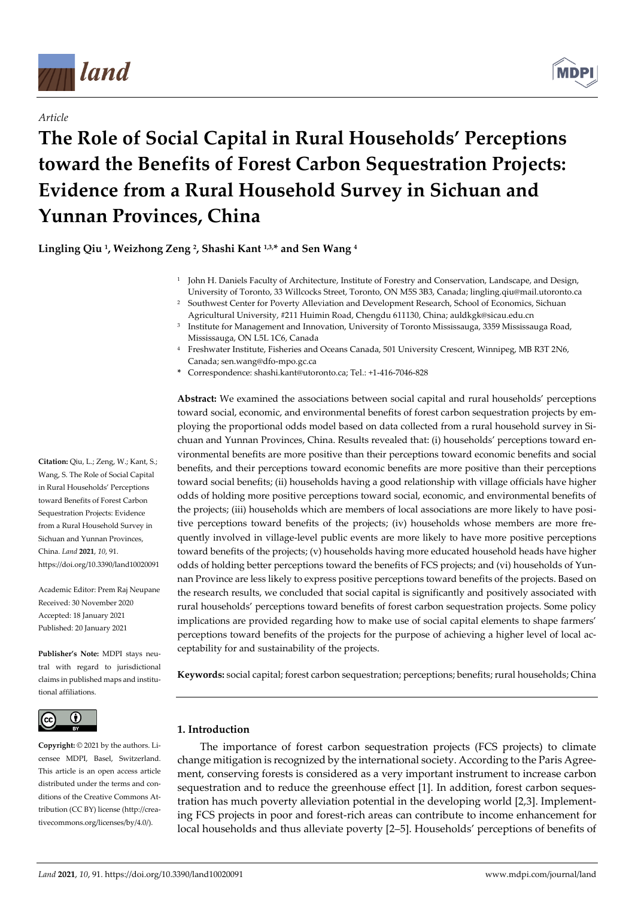*Article*

# The Role of Social Capital in Rural Households' Perceptions toward the Benefits of Forest Carbon Sequestration Projects: Evidence from a Rural Household Survey in Sichuan and Yunnan Provinces, China

**Lingling Qiu [1], Weizhong Zeng [2], Shashi Kant [1,3,*] and Sen Wang [4]**

[1] John H. Daniels Faculty of Architecture, Institute of Forestry and Conservation, Landscape, and Design, University of Toronto, 33 Willcocks Street, Toronto, ON M5S 3B3, Canada; lingling.qiu@mail.utoronto.ca

[2] Southwest Center for Poverty Alleviation and Development Research, School of Economics, Sichuan Agricultural University, #211 Huimin Road, Chengdu 611130, China; auldkgk@sicau.edu.cn

[3] Institute for Management and Innovation, University of Toronto Mississauga, 3359 Mississauga Road, Mississauga, ON L5L 1C6, Canada

[4] Freshwater Institute, Fisheries and Oceans Canada, 501 University Crescent, Winnipeg, MB R3T 2N6, Canada; sen.wang@dfo-mpo.gc.ca

\* Correspondence: shashi.kant@utoronto.ca; Tel.: +1-416-7046-828

**Abstract:** We examined the associations between social capital and rural households' perceptions toward social, economic, and environmental benefits of forest carbon sequestration projects by employing the proportional odds model based on data collected from a rural household survey in Sichuan and Yunnan Provinces, China. Results revealed that: (i) households' perceptions toward environmental benefits are more positive than their perceptions toward economic benefits and social benefits, and their perceptions toward economic benefits are more positive than their perceptions toward social benefits; (ii) households having a good relationship with village officials have higher odds of holding more positive perceptions toward social, economic, and environmental benefits of the projects; (iii) households which are members of local associations are more likely to have positive perceptions toward benefits of the projects; (iv) households whose members are more frequently involved in village-level public events are more likely to have more positive perceptions toward benefits of the projects; (v) households having more educated household heads have higher odds of holding better perceptions toward the benefits of FCS projects; and (vi) households of Yunnan Province are less likely to express positive perceptions toward benefits of the projects. Based on the research results, we concluded that social capital is significantly and positively associated with rural households' perceptions toward benefits of forest carbon sequestration projects. Some policy implications are provided regarding how to make use of social capital elements to shape farmers' perceptions toward benefits of the projects for the purpose of achieving a higher level of local acceptability for and sustainability of the projects.

**Keywords:** social capital; forest carbon sequestration; perceptions; benefits; rural households; China

**Citation:** Qiu, L.; Zeng, W.; Kant, S.; Wang, S. The Role of Social Capital in Rural Households' Perceptions toward Benefits of Forest Carbon Sequestration Projects: Evidence from a Rural Household Survey in Sichuan and Yunnan Provinces, China. *Land* **2021**, *10*, 91. https://doi.org/10.3390/land10020091

Academic Editor: Prem Raj Neupane

Received: 30 November 2020
Accepted: 18 January 2021
Published: 20 January 2021

**Publisher's Note:** MDPI stays neutral with regard to jurisdictional claims in published maps and institutional affiliations.

**Copyright:** © 2021 by the authors. Licensee MDPI, Basel, Switzerland. This article is an open access article distributed under the terms and conditions of the Creative Commons Attribution (CC BY) license (http://creativecommons.org/licenses/by/4.0/).

## 1. Introduction

The importance of forest carbon sequestration projects (FCS projects) to climate change mitigation is recognized by the international society. According to the Paris Agreement, conserving forests is considered as a very important instrument to increase carbon sequestration and to reduce the greenhouse effect [1]. In addition, forest carbon sequestration has much poverty alleviation potential in the developing world [2,3]. Implementing FCS projects in poor and forest-rich areas can contribute to income enhancement for local households and thus alleviate poverty [2–5]. Households' perceptions of benefits of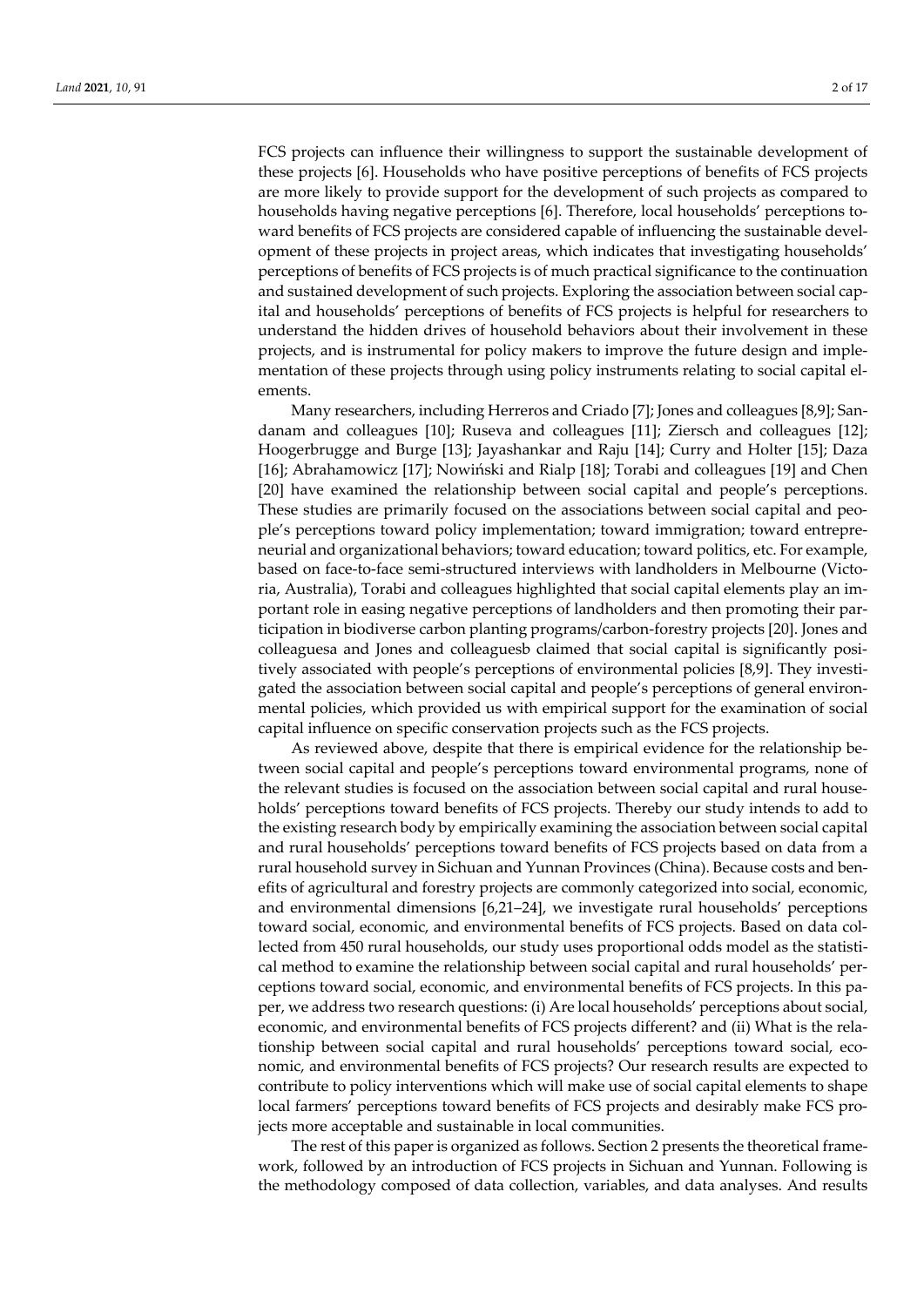FCS projects can influence their willingness to support the sustainable development of these projects [6]. Households who have positive perceptions of benefits of FCS projects are more likely to provide support for the development of such projects as compared to households having negative perceptions [6]. Therefore, local households' perceptions toward benefits of FCS projects are considered capable of influencing the sustainable development of these projects in project areas, which indicates that investigating households' perceptions of benefits of FCS projects is of much practical significance to the continuation and sustained development of such projects. Exploring the association between social capital and households' perceptions of benefits of FCS projects is helpful for researchers to understand the hidden drives of household behaviors about their involvement in these projects, and is instrumental for policy makers to improve the future design and implementation of these projects through using policy instruments relating to social capital elements.

Many researchers, including Herreros and Criado [7]; Jones and colleagues [8,9]; Sandanam and colleagues [10]; Ruseva and colleagues [11]; Ziersch and colleagues [12]; Hoogerbrugge and Burge [13]; Jayashankar and Raju [14]; Curry and Holter [15]; Daza [16]; Abrahamowicz [17]; Nowiński and Rialp [18]; Torabi and colleagues [19] and Chen [20] have examined the relationship between social capital and people's perceptions. These studies are primarily focused on the associations between social capital and people's perceptions toward policy implementation; toward immigration; toward entrepreneurial and organizational behaviors; toward education; toward politics, etc. For example, based on face-to-face semi-structured interviews with landholders in Melbourne (Victoria, Australia), Torabi and colleagues highlighted that social capital elements play an important role in easing negative perceptions of landholders and then promoting their participation in biodiverse carbon planting programs/carbon-forestry projects [20]. Jones and colleaguesa and Jones and colleaguesb claimed that social capital is significantly positively associated with people's perceptions of environmental policies [8,9]. They investigated the association between social capital and people's perceptions of general environmental policies, which provided us with empirical support for the examination of social capital influence on specific conservation projects such as the FCS projects.

As reviewed above, despite that there is empirical evidence for the relationship between social capital and people's perceptions toward environmental programs, none of the relevant studies is focused on the association between social capital and rural households' perceptions toward benefits of FCS projects. Thereby our study intends to add to the existing research body by empirically examining the association between social capital and rural households' perceptions toward benefits of FCS projects based on data from a rural household survey in Sichuan and Yunnan Provinces (China). Because costs and benefits of agricultural and forestry projects are commonly categorized into social, economic, and environmental dimensions [6,21–24], we investigate rural households' perceptions toward social, economic, and environmental benefits of FCS projects. Based on data collected from 450 rural households, our study uses proportional odds model as the statistical method to examine the relationship between social capital and rural households' perceptions toward social, economic, and environmental benefits of FCS projects. In this paper, we address two research questions: (i) Are local households' perceptions about social, economic, and environmental benefits of FCS projects different? and (ii) What is the relationship between social capital and rural households' perceptions toward social, economic, and environmental benefits of FCS projects? Our research results are expected to contribute to policy interventions which will make use of social capital elements to shape local farmers' perceptions toward benefits of FCS projects and desirably make FCS projects more acceptable and sustainable in local communities.

The rest of this paper is organized as follows. Section 2 presents the theoretical framework, followed by an introduction of FCS projects in Sichuan and Yunnan. Following is the methodology composed of data collection, variables, and data analyses. And results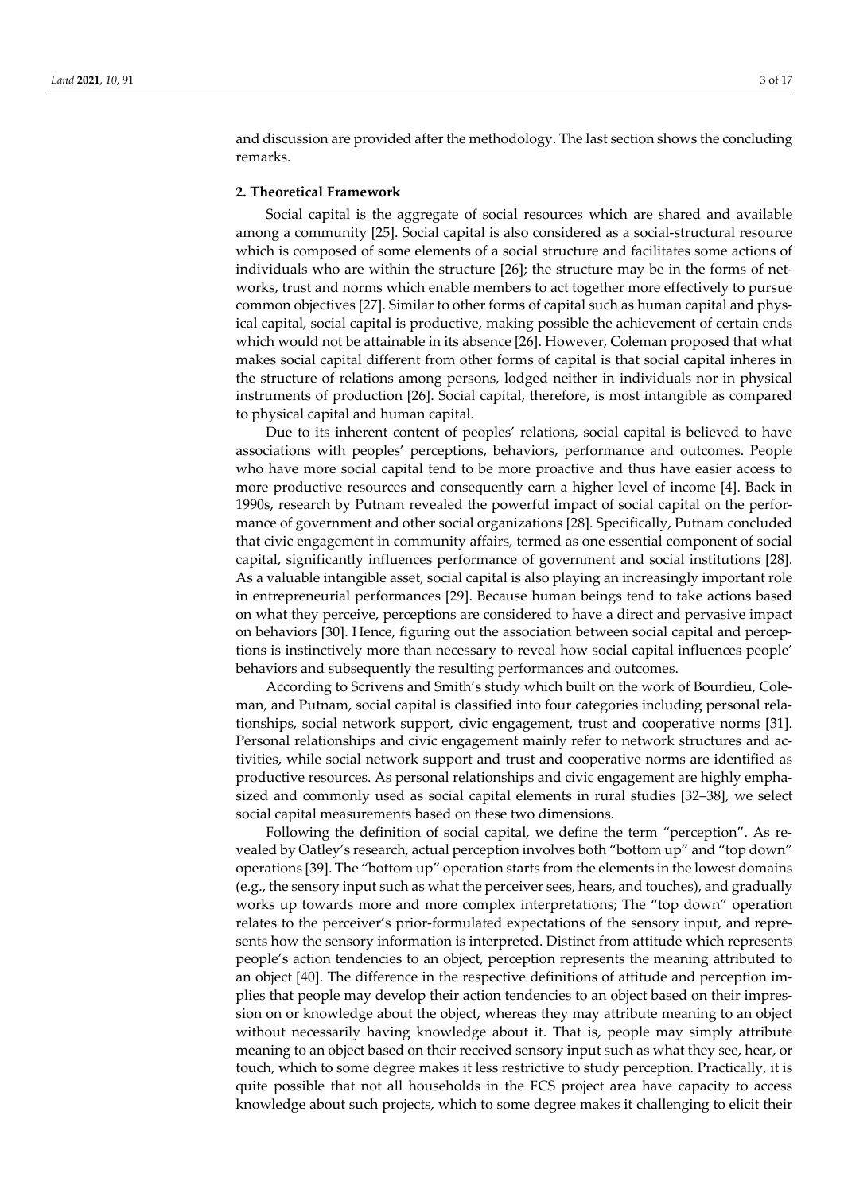and discussion are provided after the methodology. The last section shows the concluding remarks.

## 2. Theoretical Framework

Social capital is the aggregate of social resources which are shared and available among a community [25]. Social capital is also considered as a social-structural resource which is composed of some elements of a social structure and facilitates some actions of individuals who are within the structure [26]; the structure may be in the forms of networks, trust and norms which enable members to act together more effectively to pursue common objectives [27]. Similar to other forms of capital such as human capital and physical capital, social capital is productive, making possible the achievement of certain ends which would not be attainable in its absence [26]. However, Coleman proposed that what makes social capital different from other forms of capital is that social capital inheres in the structure of relations among persons, lodged neither in individuals nor in physical instruments of production [26]. Social capital, therefore, is most intangible as compared to physical capital and human capital.

Due to its inherent content of peoples' relations, social capital is believed to have associations with peoples' perceptions, behaviors, performance and outcomes. People who have more social capital tend to be more proactive and thus have easier access to more productive resources and consequently earn a higher level of income [4]. Back in 1990s, research by Putnam revealed the powerful impact of social capital on the performance of government and other social organizations [28]. Specifically, Putnam concluded that civic engagement in community affairs, termed as one essential component of social capital, significantly influences performance of government and social institutions [28]. As a valuable intangible asset, social capital is also playing an increasingly important role in entrepreneurial performances [29]. Because human beings tend to take actions based on what they perceive, perceptions are considered to have a direct and pervasive impact on behaviors [30]. Hence, figuring out the association between social capital and perceptions is instinctively more than necessary to reveal how social capital influences people' behaviors and subsequently the resulting performances and outcomes.

According to Scrivens and Smith's study which built on the work of Bourdieu, Coleman, and Putnam, social capital is classified into four categories including personal relationships, social network support, civic engagement, trust and cooperative norms [31]. Personal relationships and civic engagement mainly refer to network structures and activities, while social network support and trust and cooperative norms are identified as productive resources. As personal relationships and civic engagement are highly emphasized and commonly used as social capital elements in rural studies [32–38], we select social capital measurements based on these two dimensions.

Following the definition of social capital, we define the term "perception". As revealed by Oatley's research, actual perception involves both "bottom up" and "top down" operations [39]. The "bottom up" operation starts from the elements in the lowest domains (e.g., the sensory input such as what the perceiver sees, hears, and touches), and gradually works up towards more and more complex interpretations; The "top down" operation relates to the perceiver's prior-formulated expectations of the sensory input, and represents how the sensory information is interpreted. Distinct from attitude which represents people's action tendencies to an object, perception represents the meaning attributed to an object [40]. The difference in the respective definitions of attitude and perception implies that people may develop their action tendencies to an object based on their impression on or knowledge about the object, whereas they may attribute meaning to an object without necessarily having knowledge about it. That is, people may simply attribute meaning to an object based on their received sensory input such as what they see, hear, or touch, which to some degree makes it less restrictive to study perception. Practically, it is quite possible that not all households in the FCS project area have capacity to access knowledge about such projects, which to some degree makes it challenging to elicit their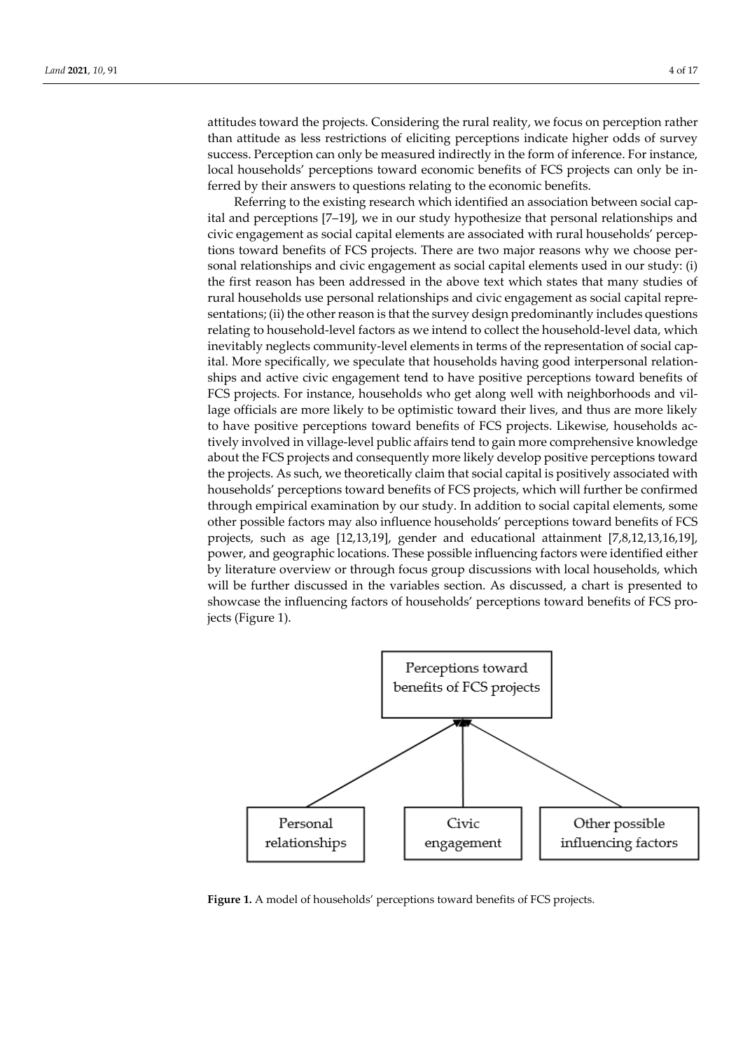attitudes toward the projects. Considering the rural reality, we focus on perception rather than attitude as less restrictions of eliciting perceptions indicate higher odds of survey success. Perception can only be measured indirectly in the form of inference. For instance, local households' perceptions toward economic benefits of FCS projects can only be inferred by their answers to questions relating to the economic benefits.

Referring to the existing research which identified an association between social capital and perceptions [7–19], we in our study hypothesize that personal relationships and civic engagement as social capital elements are associated with rural households' perceptions toward benefits of FCS projects. There are two major reasons why we choose personal relationships and civic engagement as social capital elements used in our study: (i) the first reason has been addressed in the above text which states that many studies of rural households use personal relationships and civic engagement as social capital representations; (ii) the other reason is that the survey design predominantly includes questions relating to household-level factors as we intend to collect the household-level data, which inevitably neglects community-level elements in terms of the representation of social capital. More specifically, we speculate that households having good interpersonal relationships and active civic engagement tend to have positive perceptions toward benefits of FCS projects. For instance, households who get along well with neighborhoods and village officials are more likely to be optimistic toward their lives, and thus are more likely to have positive perceptions toward benefits of FCS projects. Likewise, households actively involved in village-level public affairs tend to gain more comprehensive knowledge about the FCS projects and consequently more likely develop positive perceptions toward the projects. As such, we theoretically claim that social capital is positively associated with households' perceptions toward benefits of FCS projects, which will further be confirmed through empirical examination by our study. In addition to social capital elements, some other possible factors may also influence households' perceptions toward benefits of FCS projects, such as age [12,13,19], gender and educational attainment [7,8,12,13,16,19], power, and geographic locations. These possible influencing factors were identified either by literature overview or through focus group discussions with local households, which will be further discussed in the variables section. As discussed, a chart is presented to showcase the influencing factors of households' perceptions toward benefits of FCS projects (Figure 1).

```
                 Perceptions toward
              benefits of FCS projects
               ↗          ↑          ↖
    Personal           Civic          Other possible
  relationships     engagement     influencing factors
```

**Figure 1.** A model of households' perceptions toward benefits of FCS projects.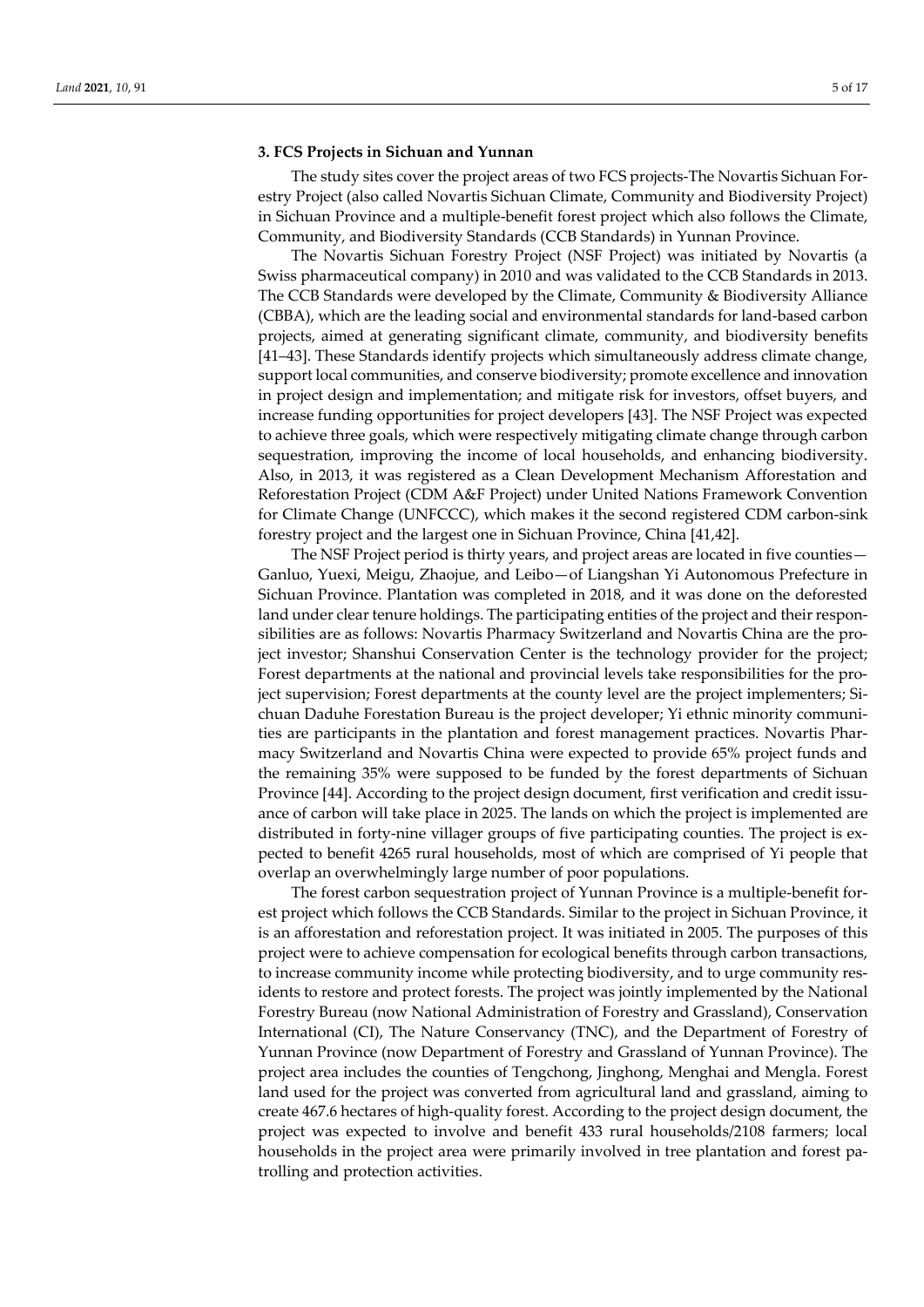## 3. FCS Projects in Sichuan and Yunnan

The study sites cover the project areas of two FCS projects-The Novartis Sichuan Forestry Project (also called Novartis Sichuan Climate, Community and Biodiversity Project) in Sichuan Province and a multiple-benefit forest project which also follows the Climate, Community, and Biodiversity Standards (CCB Standards) in Yunnan Province.

The Novartis Sichuan Forestry Project (NSF Project) was initiated by Novartis (a Swiss pharmaceutical company) in 2010 and was validated to the CCB Standards in 2013. The CCB Standards were developed by the Climate, Community & Biodiversity Alliance (CBBA), which are the leading social and environmental standards for land-based carbon projects, aimed at generating significant climate, community, and biodiversity benefits [41–43]. These Standards identify projects which simultaneously address climate change, support local communities, and conserve biodiversity; promote excellence and innovation in project design and implementation; and mitigate risk for investors, offset buyers, and increase funding opportunities for project developers [43]. The NSF Project was expected to achieve three goals, which were respectively mitigating climate change through carbon sequestration, improving the income of local households, and enhancing biodiversity. Also, in 2013, it was registered as a Clean Development Mechanism Afforestation and Reforestation Project (CDM A&F Project) under United Nations Framework Convention for Climate Change (UNFCCC), which makes it the second registered CDM carbon-sink forestry project and the largest one in Sichuan Province, China [41,42].

The NSF Project period is thirty years, and project areas are located in five counties—Ganluo, Yuexi, Meigu, Zhaojue, and Leibo—of Liangshan Yi Autonomous Prefecture in Sichuan Province. Plantation was completed in 2018, and it was done on the deforested land under clear tenure holdings. The participating entities of the project and their responsibilities are as follows: Novartis Pharmacy Switzerland and Novartis China are the project investor; Shanshui Conservation Center is the technology provider for the project; Forest departments at the national and provincial levels take responsibilities for the project supervision; Forest departments at the county level are the project implementers; Sichuan Daduhe Forestation Bureau is the project developer; Yi ethnic minority communities are participants in the plantation and forest management practices. Novartis Pharmacy Switzerland and Novartis China were expected to provide 65% project funds and the remaining 35% were supposed to be funded by the forest departments of Sichuan Province [44]. According to the project design document, first verification and credit issuance of carbon will take place in 2025. The lands on which the project is implemented are distributed in forty-nine villager groups of five participating counties. The project is expected to benefit 4265 rural households, most of which are comprised of Yi people that overlap an overwhelmingly large number of poor populations.

The forest carbon sequestration project of Yunnan Province is a multiple-benefit forest project which follows the CCB Standards. Similar to the project in Sichuan Province, it is an afforestation and reforestation project. It was initiated in 2005. The purposes of this project were to achieve compensation for ecological benefits through carbon transactions, to increase community income while protecting biodiversity, and to urge community residents to restore and protect forests. The project was jointly implemented by the National Forestry Bureau (now National Administration of Forestry and Grassland), Conservation International (CI), The Nature Conservancy (TNC), and the Department of Forestry of Yunnan Province (now Department of Forestry and Grassland of Yunnan Province). The project area includes the counties of Tengchong, Jinghong, Menghai and Mengla. Forest land used for the project was converted from agricultural land and grassland, aiming to create 467.6 hectares of high-quality forest. According to the project design document, the project was expected to involve and benefit 433 rural households/2108 farmers; local households in the project area were primarily involved in tree plantation and forest patrolling and protection activities.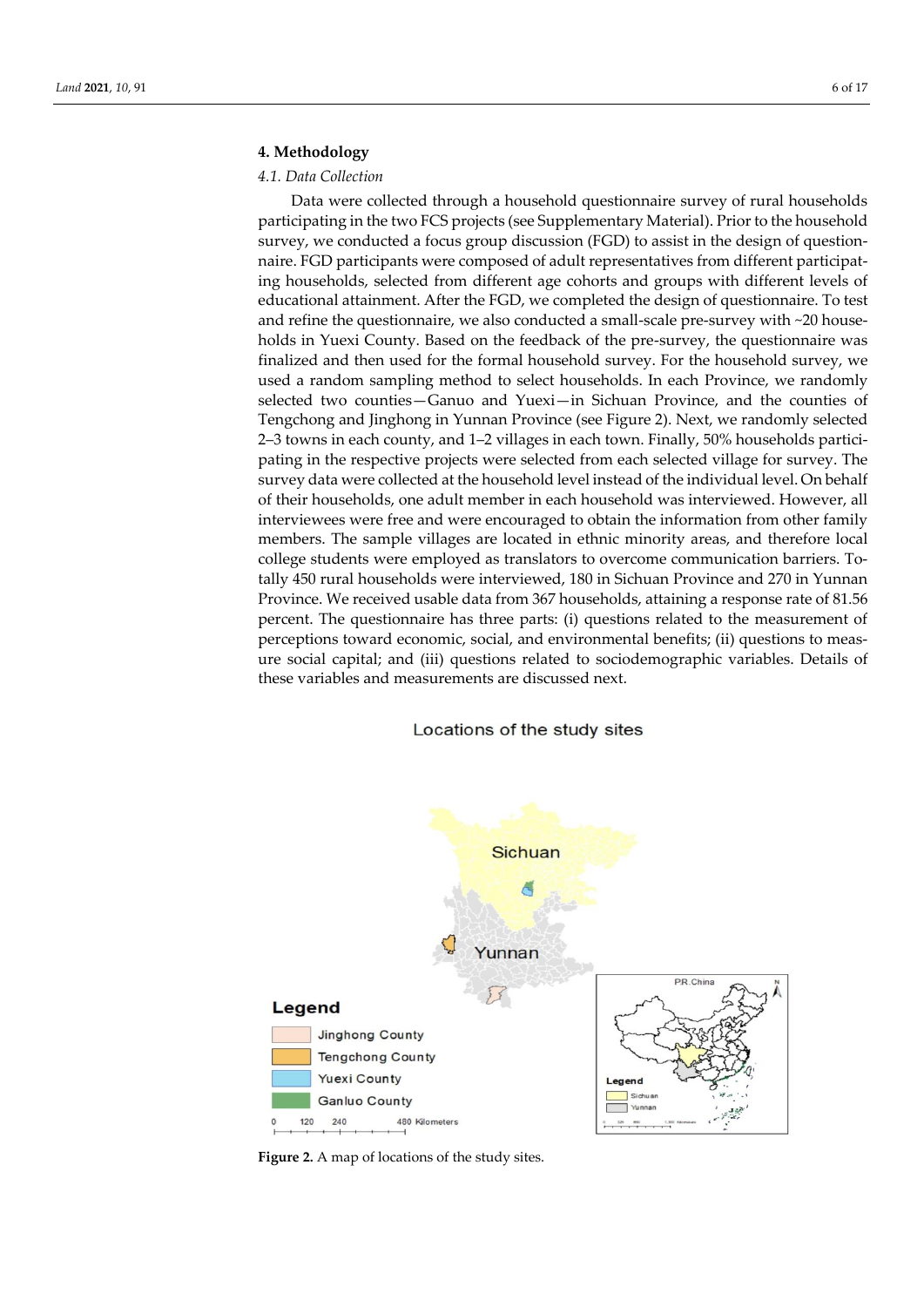## 4. Methodology

### *4.1. Data Collection*

Data were collected through a household questionnaire survey of rural households participating in the two FCS projects (see Supplementary Material). Prior to the household survey, we conducted a focus group discussion (FGD) to assist in the design of questionnaire. FGD participants were composed of adult representatives from different participating households, selected from different age cohorts and groups with different levels of educational attainment. After the FGD, we completed the design of questionnaire. To test and refine the questionnaire, we also conducted a small-scale pre-survey with ~20 households in Yuexi County. Based on the feedback of the pre-survey, the questionnaire was finalized and then used for the formal household survey. For the household survey, we used a random sampling method to select households. In each Province, we randomly selected two counties—Ganuo and Yuexi—in Sichuan Province, and the counties of Tengchong and Jinghong in Yunnan Province (see Figure 2). Next, we randomly selected 2–3 towns in each county, and 1–2 villages in each town. Finally, 50% households participating in the respective projects were selected from each selected village for survey. The survey data were collected at the household level instead of the individual level. On behalf of their households, one adult member in each household was interviewed. However, all interviewees were free and were encouraged to obtain the information from other family members. The sample villages are located in ethnic minority areas, and therefore local college students were employed as translators to overcome communication barriers. Totally 450 rural households were interviewed, 180 in Sichuan Province and 270 in Yunnan Province. We received usable data from 367 households, attaining a response rate of 81.56 percent. The questionnaire has three parts: (i) questions related to the measurement of perceptions toward economic, social, and environmental benefits; (ii) questions to measure social capital; and (iii) questions related to sociodemographic variables. Details of these variables and measurements are discussed next.

**Figure 2.** A map of locations of the study sites.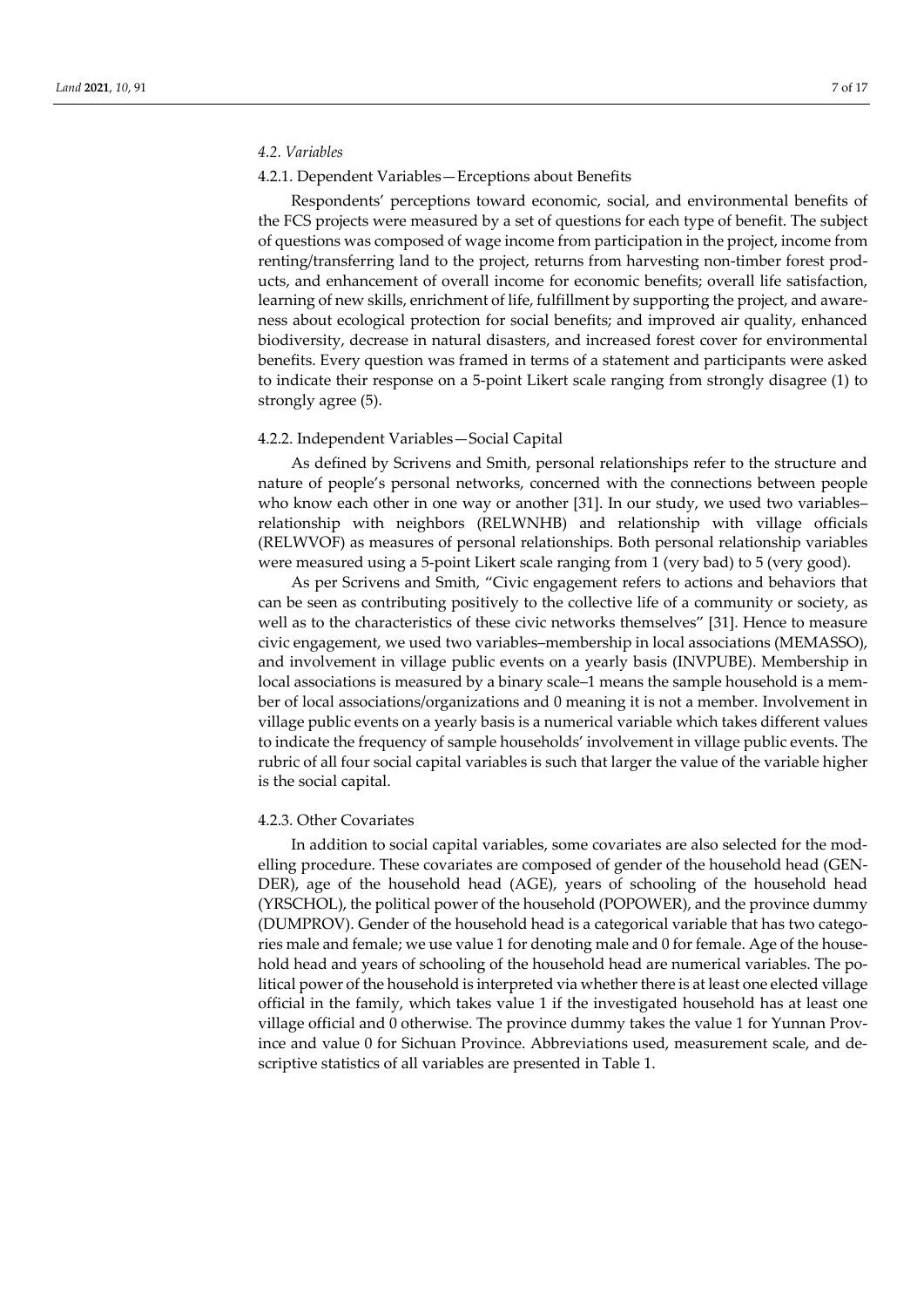### *4.2. Variables*

#### 4.2.1. Dependent Variables—Erceptions about Benefits

Respondents' perceptions toward economic, social, and environmental benefits of the FCS projects were measured by a set of questions for each type of benefit. The subject of questions was composed of wage income from participation in the project, income from renting/transferring land to the project, returns from harvesting non-timber forest products, and enhancement of overall income for economic benefits; overall life satisfaction, learning of new skills, enrichment of life, fulfillment by supporting the project, and awareness about ecological protection for social benefits; and improved air quality, enhanced biodiversity, decrease in natural disasters, and increased forest cover for environmental benefits. Every question was framed in terms of a statement and participants were asked to indicate their response on a 5-point Likert scale ranging from strongly disagree (1) to strongly agree (5).

#### 4.2.2. Independent Variables—Social Capital

As defined by Scrivens and Smith, personal relationships refer to the structure and nature of people's personal networks, concerned with the connections between people who know each other in one way or another [31]. In our study, we used two variables–relationship with neighbors (RELWNHB) and relationship with village officials (RELWVOF) as measures of personal relationships. Both personal relationship variables were measured using a 5-point Likert scale ranging from 1 (very bad) to 5 (very good).

As per Scrivens and Smith, "Civic engagement refers to actions and behaviors that can be seen as contributing positively to the collective life of a community or society, as well as to the characteristics of these civic networks themselves" [31]. Hence to measure civic engagement, we used two variables–membership in local associations (MEMASSO), and involvement in village public events on a yearly basis (INVPUBE). Membership in local associations is measured by a binary scale–1 means the sample household is a member of local associations/organizations and 0 meaning it is not a member. Involvement in village public events on a yearly basis is a numerical variable which takes different values to indicate the frequency of sample households' involvement in village public events. The rubric of all four social capital variables is such that larger the value of the variable higher is the social capital.

#### 4.2.3. Other Covariates

In addition to social capital variables, some covariates are also selected for the modelling procedure. These covariates are composed of gender of the household head (GENDER), age of the household head (AGE), years of schooling of the household head (YRSCHOL), the political power of the household (POPOWER), and the province dummy (DUMPROV). Gender of the household head is a categorical variable that has two categories male and female; we use value 1 for denoting male and 0 for female. Age of the household head and years of schooling of the household head are numerical variables. The political power of the household is interpreted via whether there is at least one elected village official in the family, which takes value 1 if the investigated household has at least one village official and 0 otherwise. The province dummy takes the value 1 for Yunnan Province and value 0 for Sichuan Province. Abbreviations used, measurement scale, and descriptive statistics of all variables are presented in Table 1.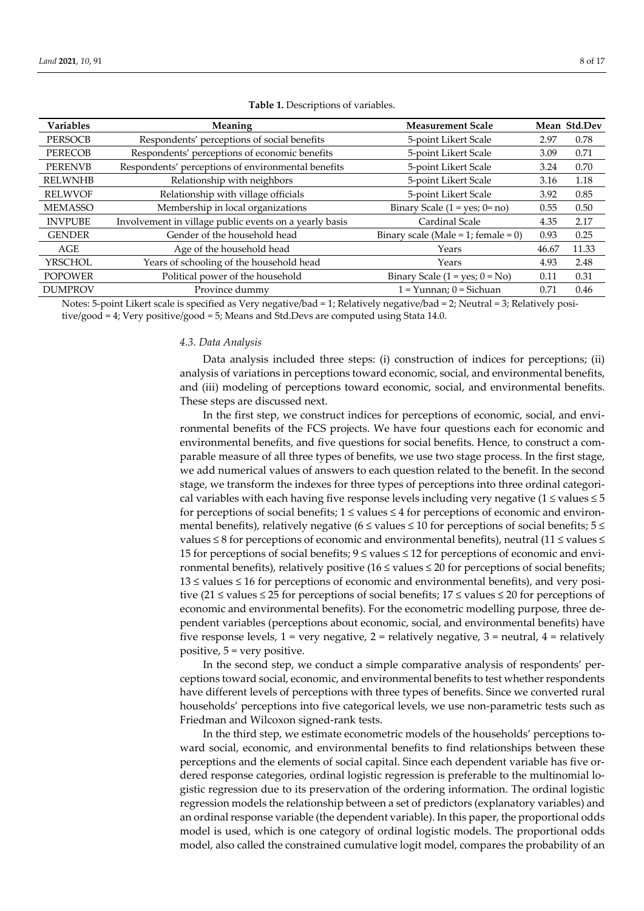**Table 1.** Descriptions of variables.

| Variables | Meaning | Measurement Scale | Mean | Std.Dev |
|---|---|---|---|---|
| PERSOCB | Respondents' perceptions of social benefits | 5-point Likert Scale | 2.97 | 0.78 |
| PERECOB | Respondents' perceptions of economic benefits | 5-point Likert Scale | 3.09 | 0.71 |
| PERENVB | Respondents' perceptions of environmental benefits | 5-point Likert Scale | 3.24 | 0.70 |
| RELWNHB | Relationship with neighbors | 5-point Likert Scale | 3.16 | 1.18 |
| RELWVOF | Relationship with village officials | 5-point Likert Scale | 3.92 | 0.85 |
| MEMASSO | Membership in local organizations | Binary Scale (1 = yes; 0= no) | 0.55 | 0.50 |
| INVPUBE | Involvement in village public events on a yearly basis | Cardinal Scale | 4.35 | 2.17 |
| GENDER | Gender of the household head | Binary scale (Male = 1; female = 0) | 0.93 | 0.25 |
| AGE | Age of the household head | Years | 46.67 | 11.33 |
| YRSCHOL | Years of schooling of the household head | Years | 4.93 | 2.48 |
| POPOWER | Political power of the household | Binary Scale (1 = yes; 0 = No) | 0.11 | 0.31 |
| DUMPROV | Province dummy | 1 = Yunnan; 0 = Sichuan | 0.71 | 0.46 |

Notes: 5-point Likert scale is specified as Very negative/bad = 1; Relatively negative/bad = 2; Neutral = 3; Relatively positive/good = 4; Very positive/good = 5; Means and Std.Devs are computed using Stata 14.0.

### 4.3. Data Analysis

Data analysis included three steps: (i) construction of indices for perceptions; (ii) analysis of variations in perceptions toward economic, social, and environmental benefits, and (iii) modeling of perceptions toward economic, social, and environmental benefits. These steps are discussed next.

In the first step, we construct indices for perceptions of economic, social, and environmental benefits of the FCS projects. We have four questions each for economic and environmental benefits, and five questions for social benefits. Hence, to construct a comparable measure of all three types of benefits, we use two stage process. In the first stage, we add numerical values of answers to each question related to the benefit. In the second stage, we transform the indexes for three types of perceptions into three ordinal categorical variables with each having five response levels including very negative ($1 \leq$ values $\leq 5$ for perceptions of social benefits; $1 \leq$ values $\leq 4$ for perceptions of economic and environmental benefits), relatively negative ($6 \leq$ values $\leq 10$ for perceptions of social benefits; $5 \leq$ values $\leq 8$ for perceptions of economic and environmental benefits), neutral ($11 \leq$ values $\leq 15$ for perceptions of social benefits; $9 \leq$ values $\leq 12$ for perceptions of economic and environmental benefits), relatively positive ($16 \leq$ values $\leq 20$ for perceptions of social benefits; $13 \leq$ values $\leq 16$ for perceptions of economic and environmental benefits), and very positive ($21 \leq$ values $\leq 25$ for perceptions of social benefits; $17 \leq$ values $\leq 20$ for perceptions of economic and environmental benefits). For the econometric modelling purpose, three dependent variables (perceptions about economic, social, and environmental benefits) have five response levels, 1 = very negative, 2 = relatively negative, 3 = neutral, 4 = relatively positive, 5 = very positive.

In the second step, we conduct a simple comparative analysis of respondents' perceptions toward social, economic, and environmental benefits to test whether respondents have different levels of perceptions with three types of benefits. Since we converted rural households' perceptions into five categorical levels, we use non-parametric tests such as Friedman and Wilcoxon signed-rank tests.

In the third step, we estimate econometric models of the households' perceptions toward social, economic, and environmental benefits to find relationships between these perceptions and the elements of social capital. Since each dependent variable has five ordered response categories, ordinal logistic regression is preferable to the multinomial logistic regression due to its preservation of the ordering information. The ordinal logistic regression models the relationship between a set of predictors (explanatory variables) and an ordinal response variable (the dependent variable). In this paper, the proportional odds model is used, which is one category of ordinal logistic models. The proportional odds model, also called the constrained cumulative logit model, compares the probability of an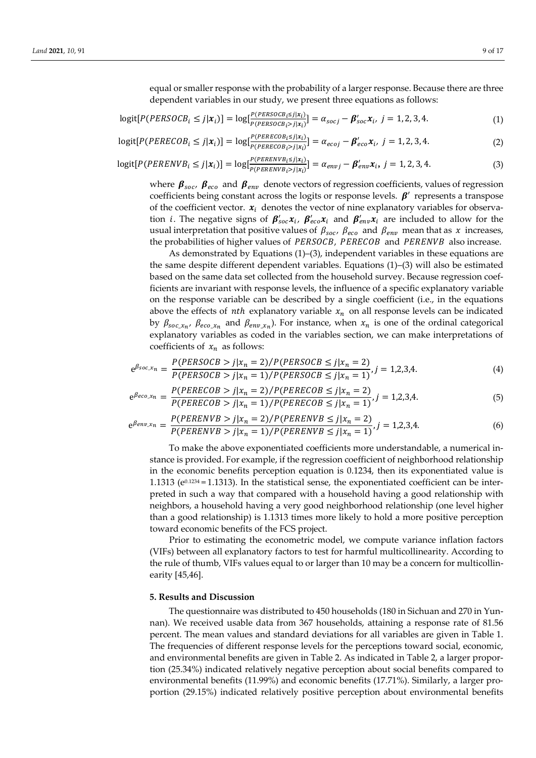equal or smaller response with the probability of a larger response. Because there are three dependent variables in our study, we present three equations as follows:

$$\text{logit}[P(PERSOCB_i \leq j|\boldsymbol{x}_i)] = \log[\frac{P(PERSOCB_i \leq j|\boldsymbol{x}_i)}{P(PERSOCB_i > j|\boldsymbol{x}_i)}] = \alpha_{soc\,j} - \boldsymbol{\beta}'_{soc}\boldsymbol{x}_i,\ j = 1, 2, 3, 4. \quad (1)$$

$$\text{logit}[P(PERECOB_i \leq j|\boldsymbol{x}_i)] = \log[\frac{P(PERECOB_i \leq j|\boldsymbol{x}_i)}{P(PERECOB_i > j|\boldsymbol{x}_i)}] = \alpha_{eco\,j} - \boldsymbol{\beta}'_{eco}\boldsymbol{x}_i,\ j = 1, 2, 3, 4. \quad (2)$$

$$\text{logit}[P(PERENVB_i \leq j|\boldsymbol{x}_i)] = \log[\frac{P(PERENVB_i \leq j|\boldsymbol{x}_i)}{P(PERENVB_i > j|\boldsymbol{x}_i)}] = \alpha_{env\,j} - \boldsymbol{\beta}'_{env}\boldsymbol{x}_i,\ j = 1, 2, 3, 4. \quad (3)$$

where $\boldsymbol{\beta}_{soc}$, $\boldsymbol{\beta}_{eco}$ and $\boldsymbol{\beta}_{env}$ denote vectors of regression coefficients, values of regression coefficients being constant across the logits or response levels. $\boldsymbol{\beta}'$ represents a transpose of the coefficient vector. $\boldsymbol{x}_i$ denotes the vector of nine explanatory variables for observation $i$. The negative signs of $\boldsymbol{\beta}'_{soc}\boldsymbol{x}_i$, $\boldsymbol{\beta}'_{eco}\boldsymbol{x}_i$ and $\boldsymbol{\beta}'_{env}\boldsymbol{x}_i$ are included to allow for the usual interpretation that positive values of $\beta_{soc}$, $\beta_{eco}$ and $\beta_{env}$ mean that as $x$ increases, the probabilities of higher values of $PERSOCB$, $PERECOB$ and $PERENVB$ also increase.

As demonstrated by Equations (1)–(3), independent variables in these equations are the same despite different dependent variables. Equations (1)–(3) will also be estimated based on the same data set collected from the household survey. Because regression coefficients are invariant with response levels, the influence of a specific explanatory variable on the response variable can be described by a single coefficient (i.e., in the equations above the effects of $nth$ explanatory variable $x_n$ on all response levels can be indicated by $\beta_{soc\_x_n}$, $\beta_{eco\_x_n}$ and $\beta_{env\_x_n}$). For instance, when $x_n$ is one of the ordinal categorical explanatory variables as coded in the variables section, we can make interpretations of coefficients of $x_n$ as follows:

$$e^{\beta_{soc\_x_n}} = \frac{P(PERSOCB > j|x_n = 2)/P(PERSOCB \leq j|x_n = 2)}{P(PERSOCB > j|x_n = 1)/P(PERSOCB \leq j|x_n = 1)}, j = 1,2,3,4. \quad (4)$$

$$e^{\beta_{eco\_x_n}} = \frac{P(PERECOB > j|x_n = 2)/P(PERECOB \leq j|x_n = 2)}{P(PERECOB > j|x_n = 1)/P(PERECOB \leq j|x_n = 1)}, j = 1,2,3,4. \quad (5)$$

$$e^{\beta_{env\_x_n}} = \frac{P(PERENVB > j|x_n = 2)/P(PERENVB \leq j|x_n = 2)}{P(PERENVB > j|x_n = 1)/P(PERENVB \leq j|x_n = 1)}, j = 1,2,3,4. \quad (6)$$

To make the above exponentiated coefficients more understandable, a numerical instance is provided. For example, if the regression coefficient of neighborhood relationship in the economic benefits perception equation is 0.1234, then its exponentiated value is 1.1313 ($e^{0.1234} = 1.1313$). In the statistical sense, the exponentiated coefficient can be interpreted in such a way that compared with a household having a good relationship with neighbors, a household having a very good neighborhood relationship (one level higher than a good relationship) is 1.1313 times more likely to hold a more positive perception toward economic benefits of the FCS project.

Prior to estimating the econometric model, we compute variance inflation factors (VIFs) between all explanatory factors to test for harmful multicollinearity. According to the rule of thumb, VIFs values equal to or larger than 10 may be a concern for multicollinearity [45,46].

## 5. Results and Discussion

The questionnaire was distributed to 450 households (180 in Sichuan and 270 in Yunnan). We received usable data from 367 households, attaining a response rate of 81.56 percent. The mean values and standard deviations for all variables are given in Table 1. The frequencies of different response levels for the perceptions toward social, economic, and environmental benefits are given in Table 2. As indicated in Table 2, a larger proportion (25.34%) indicated relatively negative perception about social benefits compared to environmental benefits (11.99%) and economic benefits (17.71%). Similarly, a larger proportion (29.15%) indicated relatively positive perception about environmental benefits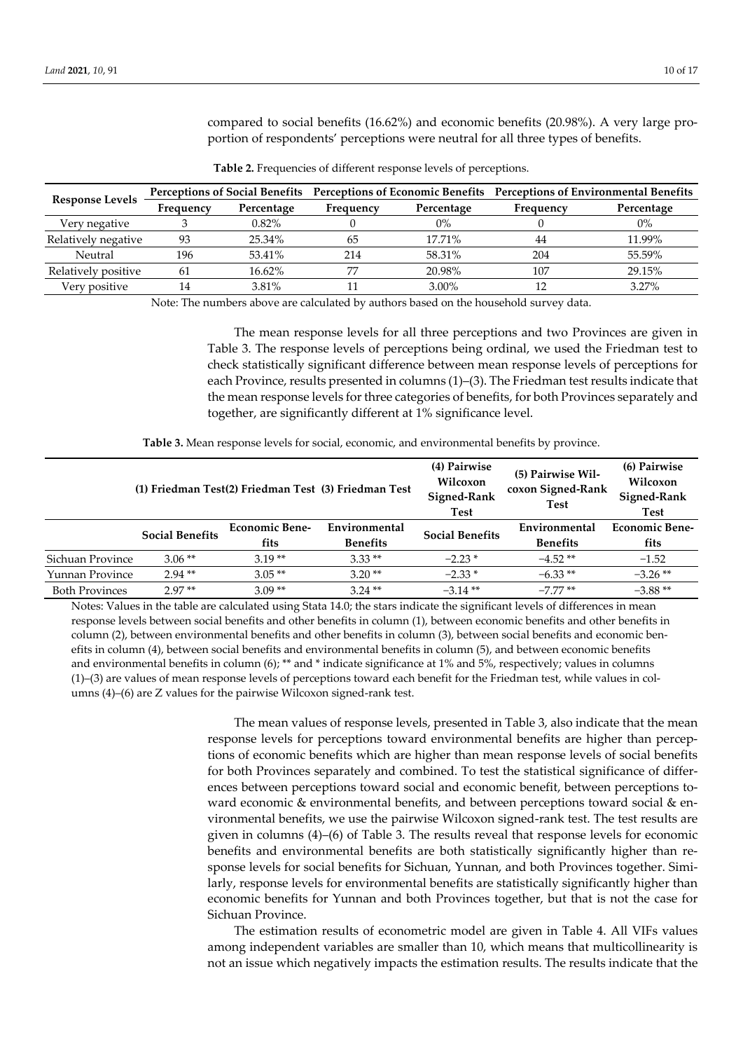compared to social benefits (16.62%) and economic benefits (20.98%). A very large proportion of respondents' perceptions were neutral for all three types of benefits.

**Table 2.** Frequencies of different response levels of perceptions.

| Response Levels | Perceptions of Social Benefits | | Perceptions of Economic Benefits | | Perceptions of Environmental Benefits | |
|---|---|---|---|---|---|---|
| | Frequency | Percentage | Frequency | Percentage | Frequency | Percentage |
| Very negative | 3 | 0.82% | 0 | 0% | 0 | 0% |
| Relatively negative | 93 | 25.34% | 65 | 17.71% | 44 | 11.99% |
| Neutral | 196 | 53.41% | 214 | 58.31% | 204 | 55.59% |
| Relatively positive | 61 | 16.62% | 77 | 20.98% | 107 | 29.15% |
| Very positive | 14 | 3.81% | 11 | 3.00% | 12 | 3.27% |

Note: The numbers above are calculated by authors based on the household survey data.

The mean response levels for all three perceptions and two Provinces are given in Table 3. The response levels of perceptions being ordinal, we used the Friedman test to check statistically significant difference between mean response levels of perceptions for each Province, results presented in columns (1)–(3). The Friedman test results indicate that the mean response levels for three categories of benefits, for both Provinces separately and together, are significantly different at 1% significance level.

**Table 3.** Mean response levels for social, economic, and environmental benefits by province.

| | (1) Friedman Test | (2) Friedman Test | (3) Friedman Test | (4) Pairwise Wilcoxon Signed-Rank Test | (5) Pairwise Wilcoxon Signed-Rank Test | (6) Pairwise Wilcoxon Signed-Rank Test |
|---|---|---|---|---|---|---|
| | Social Benefits | Economic Benefits | Environmental Benefits | Social Benefits | Environmental Benefits | Economic Benefits |
| Sichuan Province | 3.06 ** | 3.19 ** | 3.33 ** | −2.23 * | −4.52 ** | −1.52 |
| Yunnan Province | 2.94 ** | 3.05 ** | 3.20 ** | −2.33 * | −6.33 ** | −3.26 ** |
| Both Provinces | 2.97 ** | 3.09 ** | 3.24 ** | −3.14 ** | −7.77 ** | −3.88 ** |

Notes: Values in the table are calculated using Stata 14.0; the stars indicate the significant levels of differences in mean response levels between social benefits and other benefits in column (1), between economic benefits and other benefits in column (2), between environmental benefits and other benefits in column (3), between social benefits and economic benefits in column (4), between social benefits and environmental benefits in column (5), and between economic benefits and environmental benefits in column (6); ** and * indicate significance at 1% and 5%, respectively; values in columns (1)–(3) are values of mean response levels of perceptions toward each benefit for the Friedman test, while values in columns (4)–(6) are Z values for the pairwise Wilcoxon signed-rank test.

The mean values of response levels, presented in Table 3, also indicate that the mean response levels for perceptions toward environmental benefits are higher than perceptions of economic benefits which are higher than mean response levels of social benefits for both Provinces separately and combined. To test the statistical significance of differences between perceptions toward social and economic benefit, between perceptions toward economic & environmental benefits, and between perceptions toward social & environmental benefits, we use the pairwise Wilcoxon signed-rank test. The test results are given in columns (4)–(6) of Table 3. The results reveal that response levels for economic benefits and environmental benefits are both statistically significantly higher than response levels for social benefits for Sichuan, Yunnan, and both Provinces together. Similarly, response levels for environmental benefits are statistically significantly higher than economic benefits for Yunnan and both Provinces together, but that is not the case for Sichuan Province.

The estimation results of econometric model are given in Table 4. All VIFs values among independent variables are smaller than 10, which means that multicollinearity is not an issue which negatively impacts the estimation results. The results indicate that the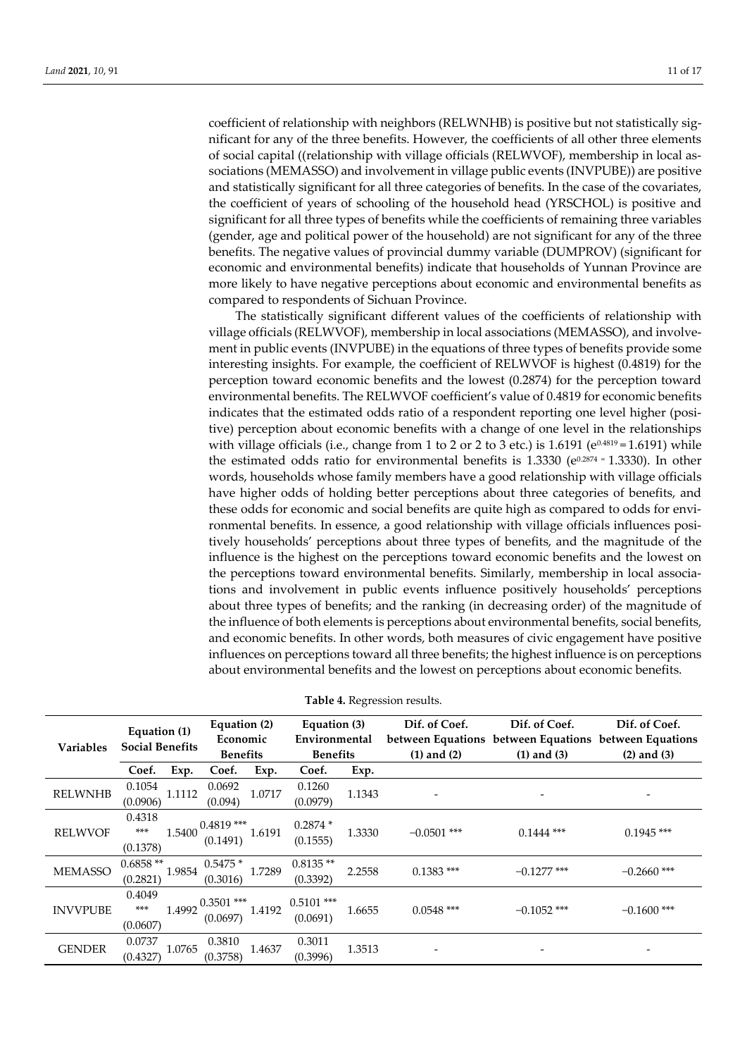coefficient of relationship with neighbors (RELWNHB) is positive but not statistically significant for any of the three benefits. However, the coefficients of all other three elements of social capital ((relationship with village officials (RELWVOF), membership in local associations (MEMASSO) and involvement in village public events (INVPUBE)) are positive and statistically significant for all three categories of benefits. In the case of the covariates, the coefficient of years of schooling of the household head (YRSCHOL) is positive and significant for all three types of benefits while the coefficients of remaining three variables (gender, age and political power of the household) are not significant for any of the three benefits. The negative values of provincial dummy variable (DUMPROV) (significant for economic and environmental benefits) indicate that households of Yunnan Province are more likely to have negative perceptions about economic and environmental benefits as compared to respondents of Sichuan Province.

The statistically significant different values of the coefficients of relationship with village officials (RELWVOF), membership in local associations (MEMASSO), and involvement in public events (INVPUBE) in the equations of three types of benefits provide some interesting insights. For example, the coefficient of RELWVOF is highest (0.4819) for the perception toward economic benefits and the lowest (0.2874) for the perception toward environmental benefits. The RELWVOF coefficient's value of 0.4819 for economic benefits indicates that the estimated odds ratio of a respondent reporting one level higher (positive) perception about economic benefits with a change of one level in the relationships with village officials (i.e., change from 1 to 2 or 2 to 3 etc.) is 1.6191 ($e^{0.4819} = 1.6191$) while the estimated odds ratio for environmental benefits is 1.3330 ($e^{0.2874} = 1.3330$). In other words, households whose family members have a good relationship with village officials have higher odds of holding better perceptions about three categories of benefits, and these odds for economic and social benefits are quite high as compared to odds for environmental benefits. In essence, a good relationship with village officials influences positively households' perceptions about three types of benefits, and the magnitude of the influence is the highest on the perceptions toward economic benefits and the lowest on the perceptions toward environmental benefits. Similarly, membership in local associations and involvement in public events influence positively households' perceptions about three types of benefits; and the ranking (in decreasing order) of the magnitude of the influence of both elements is perceptions about environmental benefits, social benefits, and economic benefits. In other words, both measures of civic engagement have positive influences on perceptions toward all three benefits; the highest influence is on perceptions about environmental benefits and the lowest on perceptions about economic benefits.

**Table 4.** Regression results.

| Variables | Equation (1) Social Benefits | | Equation (2) Economic Benefits | | Equation (3) Environmental Benefits | | Dif. of Coef. between Equations (1) and (2) | Dif. of Coef. between Equations (1) and (3) | Dif. of Coef. between Equations (2) and (3) |
|---|---|---|---|---|---|---|---|---|---|
| | Coef. | Exp. | Coef. | Exp. | Coef. | Exp. | | | |
| RELWNHB | 0.1054 (0.0906) | 1.1112 | 0.0692 (0.094) | 1.0717 | 0.1260 (0.0979) | 1.1343 | - | - | - |
| RELWVOF | 0.4318 *** (0.1378) | 1.5400 | 0.4819 *** (0.1491) | 1.6191 | 0.2874 * (0.1555) | 1.3330 | −0.0501 *** | 0.1444 *** | 0.1945 *** |
| MEMASSO | 0.6858 ** (0.2821) | 1.9854 | 0.5475 * (0.3016) | 1.7289 | 0.8135 ** (0.3392) | 2.2558 | 0.1383 *** | −0.1277 *** | −0.2660 *** |
| INVVPUBE | 0.4049 *** (0.0607) | 1.4992 | 0.3501 *** (0.0697) | 1.4192 | 0.5101 *** (0.0691) | 1.6655 | 0.0548 *** | −0.1052 *** | −0.1600 *** |
| GENDER | 0.0737 (0.4327) | 1.0765 | 0.3810 (0.3758) | 1.4637 | 0.3011 (0.3996) | 1.3513 | - | - | - |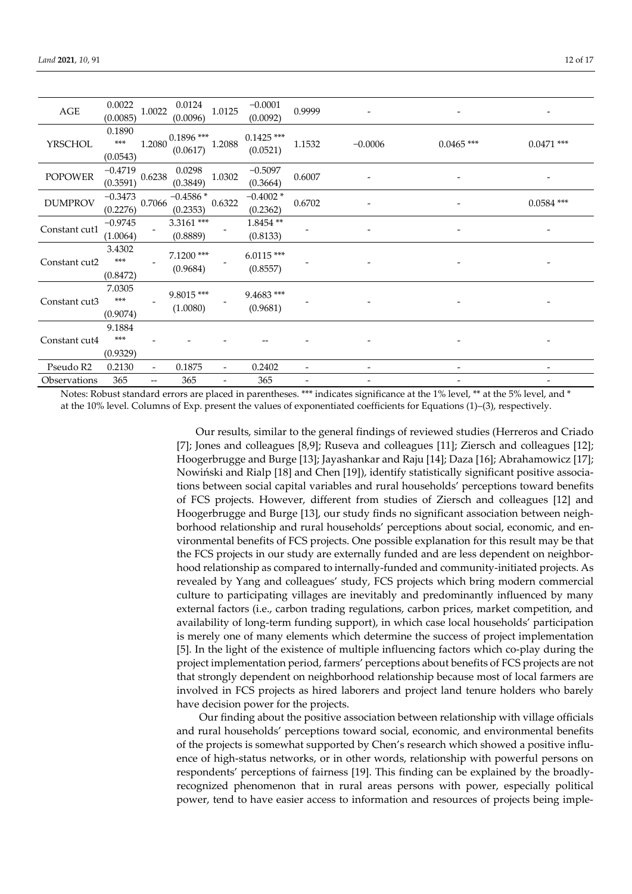| AGE | 0.0022 (0.0085) | 1.0022 | 0.0124 (0.0096) | 1.0125 | −0.0001 (0.0092) | 0.9999 | - | - | - |
|---|---|---|---|---|---|---|---|---|---|
| YRSCHOL | 0.1890 *** (0.0543) | 1.2080 | 0.1896 *** (0.0617) | 1.2088 | 0.1425 *** (0.0521) | 1.1532 | −0.0006 | 0.0465 *** | 0.0471 *** |
| POPOWER | −0.4719 (0.3591) | 0.6238 | 0.0298 (0.3849) | 1.0302 | −0.5097 (0.3664) | 0.6007 | - | - | - |
| DUMPROV | −0.3473 (0.2276) | 0.7066 | −0.4586 * (0.2353) | 0.6322 | −0.4002 * (0.2362) | 0.6702 | - | - | 0.0584 *** |
| Constant cut1 | −0.9745 (1.0064) | - | 3.3161 *** (0.8889) | - | 1.8454 ** (0.8133) | - | - | - | - |
| Constant cut2 | 3.4302 *** (0.8472) | - | 7.1200 *** (0.9684) | - | 6.0115 *** (0.8557) | - | - | - | - |
| Constant cut3 | 7.0305 *** (0.9074) | - | 9.8015 *** (1.0080) | - | 9.4683 *** (0.9681) | - | - | - | - |
| Constant cut4 | 9.1884 *** (0.9329) | - | - | - | -- | - | - | - | - |
| Pseudo R2 | 0.2130 | - | 0.1875 | - | 0.2402 | - | - | - | - |
| Observations | 365 | -- | 365 | - | 365 | - | - | - | - |

Notes: Robust standard errors are placed in parentheses. *** indicates significance at the 1% level, ** at the 5% level, and * at the 10% level. Columns of Exp. present the values of exponentiated coefficients for Equations (1)–(3), respectively.

Our results, similar to the general findings of reviewed studies (Herreros and Criado [7]; Jones and colleagues [8,9]; Ruseva and colleagues [11]; Ziersch and colleagues [12]; Hoogerbrugge and Burge [13]; Jayashankar and Raju [14]; Daza [16]; Abrahamowicz [17]; Nowiński and Rialp [18] and Chen [19]), identify statistically significant positive associations between social capital variables and rural households' perceptions toward benefits of FCS projects. However, different from studies of Ziersch and colleagues [12] and Hoogerbrugge and Burge [13], our study finds no significant association between neighborhood relationship and rural households' perceptions about social, economic, and environmental benefits of FCS projects. One possible explanation for this result may be that the FCS projects in our study are externally funded and are less dependent on neighborhood relationship as compared to internally-funded and community-initiated projects. As revealed by Yang and colleagues' study, FCS projects which bring modern commercial culture to participating villages are inevitably and predominantly influenced by many external factors (i.e., carbon trading regulations, carbon prices, market competition, and availability of long-term funding support), in which case local households' participation is merely one of many elements which determine the success of project implementation [5]. In the light of the existence of multiple influencing factors which co-play during the project implementation period, farmers' perceptions about benefits of FCS projects are not that strongly dependent on neighborhood relationship because most of local farmers are involved in FCS projects as hired laborers and project land tenure holders who barely have decision power for the projects.

Our finding about the positive association between relationship with village officials and rural households' perceptions toward social, economic, and environmental benefits of the projects is somewhat supported by Chen's research which showed a positive influence of high-status networks, or in other words, relationship with powerful persons on respondents' perceptions of fairness [19]. This finding can be explained by the broadly-recognized phenomenon that in rural areas persons with power, especially political power, tend to have easier access to information and resources of projects being imple-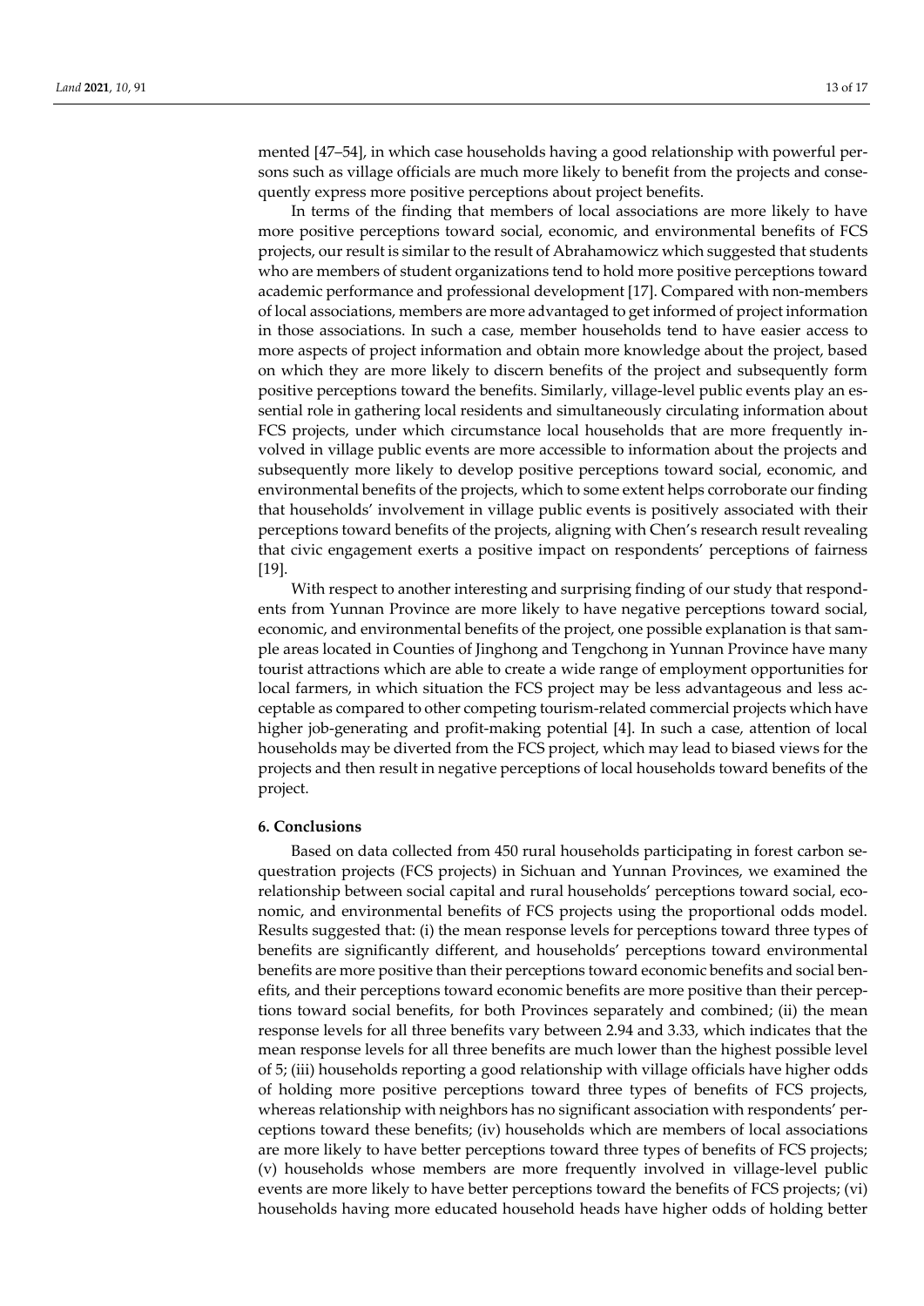mented [47–54], in which case households having a good relationship with powerful persons such as village officials are much more likely to benefit from the projects and consequently express more positive perceptions about project benefits.

In terms of the finding that members of local associations are more likely to have more positive perceptions toward social, economic, and environmental benefits of FCS projects, our result is similar to the result of Abrahamowicz which suggested that students who are members of student organizations tend to hold more positive perceptions toward academic performance and professional development [17]. Compared with non-members of local associations, members are more advantaged to get informed of project information in those associations. In such a case, member households tend to have easier access to more aspects of project information and obtain more knowledge about the project, based on which they are more likely to discern benefits of the project and subsequently form positive perceptions toward the benefits. Similarly, village-level public events play an essential role in gathering local residents and simultaneously circulating information about FCS projects, under which circumstance local households that are more frequently involved in village public events are more accessible to information about the projects and subsequently more likely to develop positive perceptions toward social, economic, and environmental benefits of the projects, which to some extent helps corroborate our finding that households' involvement in village public events is positively associated with their perceptions toward benefits of the projects, aligning with Chen's research result revealing that civic engagement exerts a positive impact on respondents' perceptions of fairness [19].

With respect to another interesting and surprising finding of our study that respondents from Yunnan Province are more likely to have negative perceptions toward social, economic, and environmental benefits of the project, one possible explanation is that sample areas located in Counties of Jinghong and Tengchong in Yunnan Province have many tourist attractions which are able to create a wide range of employment opportunities for local farmers, in which situation the FCS project may be less advantageous and less acceptable as compared to other competing tourism-related commercial projects which have higher job-generating and profit-making potential [4]. In such a case, attention of local households may be diverted from the FCS project, which may lead to biased views for the projects and then result in negative perceptions of local households toward benefits of the project.

## 6. Conclusions

Based on data collected from 450 rural households participating in forest carbon sequestration projects (FCS projects) in Sichuan and Yunnan Provinces, we examined the relationship between social capital and rural households' perceptions toward social, economic, and environmental benefits of FCS projects using the proportional odds model. Results suggested that: (i) the mean response levels for perceptions toward three types of benefits are significantly different, and households' perceptions toward environmental benefits are more positive than their perceptions toward economic benefits and social benefits, and their perceptions toward economic benefits are more positive than their perceptions toward social benefits, for both Provinces separately and combined; (ii) the mean response levels for all three benefits vary between 2.94 and 3.33, which indicates that the mean response levels for all three benefits are much lower than the highest possible level of 5; (iii) households reporting a good relationship with village officials have higher odds of holding more positive perceptions toward three types of benefits of FCS projects, whereas relationship with neighbors has no significant association with respondents' perceptions toward these benefits; (iv) households which are members of local associations are more likely to have better perceptions toward three types of benefits of FCS projects; (v) households whose members are more frequently involved in village-level public events are more likely to have better perceptions toward the benefits of FCS projects; (vi) households having more educated household heads have higher odds of holding better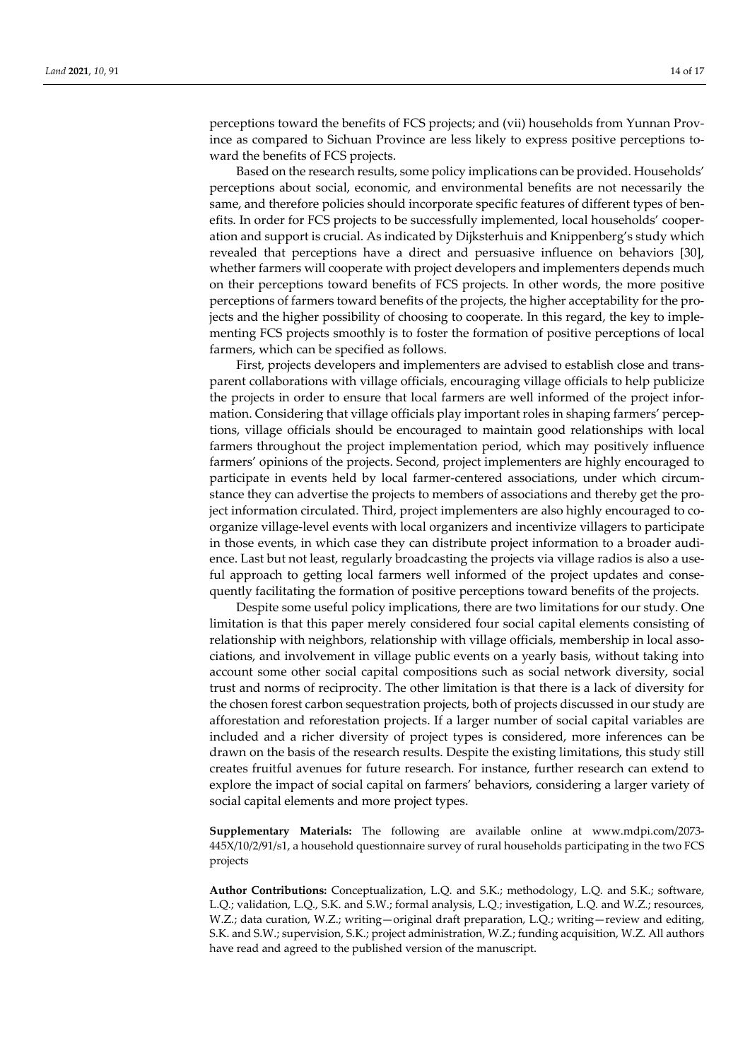perceptions toward the benefits of FCS projects; and (vii) households from Yunnan Province as compared to Sichuan Province are less likely to express positive perceptions toward the benefits of FCS projects.

Based on the research results, some policy implications can be provided. Households' perceptions about social, economic, and environmental benefits are not necessarily the same, and therefore policies should incorporate specific features of different types of benefits. In order for FCS projects to be successfully implemented, local households' cooperation and support is crucial. As indicated by Dijksterhuis and Knippenberg's study which revealed that perceptions have a direct and persuasive influence on behaviors [30], whether farmers will cooperate with project developers and implementers depends much on their perceptions toward benefits of FCS projects. In other words, the more positive perceptions of farmers toward benefits of the projects, the higher acceptability for the projects and the higher possibility of choosing to cooperate. In this regard, the key to implementing FCS projects smoothly is to foster the formation of positive perceptions of local farmers, which can be specified as follows.

First, projects developers and implementers are advised to establish close and transparent collaborations with village officials, encouraging village officials to help publicize the projects in order to ensure that local farmers are well informed of the project information. Considering that village officials play important roles in shaping farmers' perceptions, village officials should be encouraged to maintain good relationships with local farmers throughout the project implementation period, which may positively influence farmers' opinions of the projects. Second, project implementers are highly encouraged to participate in events held by local farmer-centered associations, under which circumstance they can advertise the projects to members of associations and thereby get the project information circulated. Third, project implementers are also highly encouraged to co-organize village-level events with local organizers and incentivize villagers to participate in those events, in which case they can distribute project information to a broader audience. Last but not least, regularly broadcasting the projects via village radios is also a useful approach to getting local farmers well informed of the project updates and consequently facilitating the formation of positive perceptions toward benefits of the projects.

Despite some useful policy implications, there are two limitations for our study. One limitation is that this paper merely considered four social capital elements consisting of relationship with neighbors, relationship with village officials, membership in local associations, and involvement in village public events on a yearly basis, without taking into account some other social capital compositions such as social network diversity, social trust and norms of reciprocity. The other limitation is that there is a lack of diversity for the chosen forest carbon sequestration projects, both of projects discussed in our study are afforestation and reforestation projects. If a larger number of social capital variables are included and a richer diversity of project types is considered, more inferences can be drawn on the basis of the research results. Despite the existing limitations, this study still creates fruitful avenues for future research. For instance, further research can extend to explore the impact of social capital on farmers' behaviors, considering a larger variety of social capital elements and more project types.

**Supplementary Materials:** The following are available online at www.mdpi.com/2073-445X/10/2/91/s1, a household questionnaire survey of rural households participating in the two FCS projects

**Author Contributions:** Conceptualization, L.Q. and S.K.; methodology, L.Q. and S.K.; software, L.Q.; validation, L.Q., S.K. and S.W.; formal analysis, L.Q.; investigation, L.Q. and W.Z.; resources, W.Z.; data curation, W.Z.; writing—original draft preparation, L.Q.; writing—review and editing, S.K. and S.W.; supervision, S.K.; project administration, W.Z.; funding acquisition, W.Z. All authors have read and agreed to the published version of the manuscript.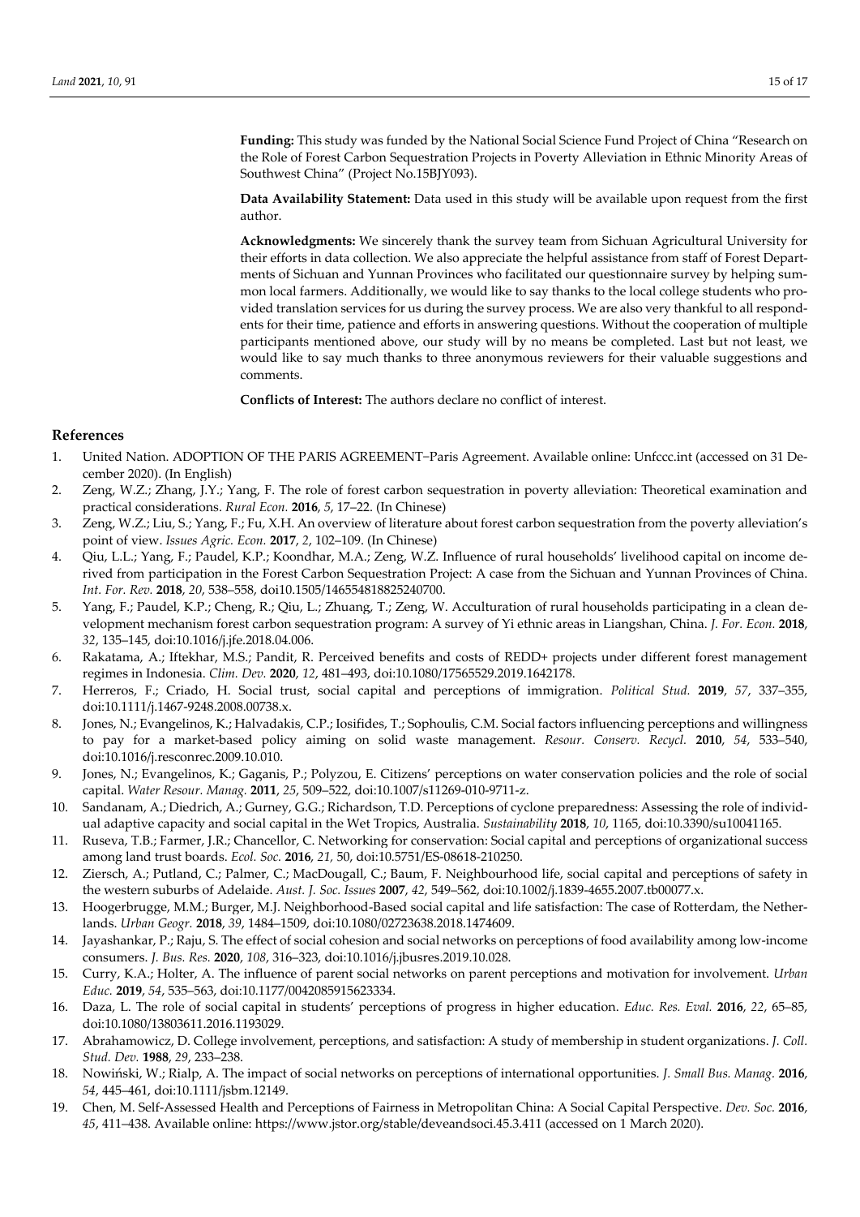**Funding:** This study was funded by the National Social Science Fund Project of China "Research on the Role of Forest Carbon Sequestration Projects in Poverty Alleviation in Ethnic Minority Areas of Southwest China" (Project No.15BJY093).

**Data Availability Statement:** Data used in this study will be available upon request from the first author.

**Acknowledgments:** We sincerely thank the survey team from Sichuan Agricultural University for their efforts in data collection. We also appreciate the helpful assistance from staff of Forest Departments of Sichuan and Yunnan Provinces who facilitated our questionnaire survey by helping summon local farmers. Additionally, we would like to say thanks to the local college students who provided translation services for us during the survey process. We are also very thankful to all respondents for their time, patience and efforts in answering questions. Without the cooperation of multiple participants mentioned above, our study will by no means be completed. Last but not least, we would like to say much thanks to three anonymous reviewers for their valuable suggestions and comments.

**Conflicts of Interest:** The authors declare no conflict of interest.

## References

1. United Nation. ADOPTION OF THE PARIS AGREEMENT−Paris Agreement. Available online: Unfccc.int (accessed on 31 December 2020). (In English)
2. Zeng, W.Z.; Zhang, J.Y.; Yang, F. The role of forest carbon sequestration in poverty alleviation: Theoretical examination and practical considerations. *Rural Econ.* **2016**, *5*, 17–22. (In Chinese)
3. Zeng, W.Z.; Liu, S.; Yang, F.; Fu, X.H. An overview of literature about forest carbon sequestration from the poverty alleviation's point of view. *Issues Agric. Econ.* **2017**, *2*, 102–109. (In Chinese)
4. Qiu, L.L.; Yang, F.; Paudel, K.P.; Koondhar, M.A.; Zeng, W.Z. Influence of rural households' livelihood capital on income derived from participation in the Forest Carbon Sequestration Project: A case from the Sichuan and Yunnan Provinces of China. *Int. For. Rev.* **2018**, *20*, 538–558, doi10.1505/146554818825240700.
5. Yang, F.; Paudel, K.P.; Cheng, R.; Qiu, L.; Zhuang, T.; Zeng, W. Acculturation of rural households participating in a clean development mechanism forest carbon sequestration program: A survey of Yi ethnic areas in Liangshan, China. *J. For. Econ.* **2018**, *32*, 135–145, doi:10.1016/j.jfe.2018.04.006.
6. Rakatama, A.; Iftekhar, M.S.; Pandit, R. Perceived benefits and costs of REDD+ projects under different forest management regimes in Indonesia. *Clim. Dev.* **2020**, *12*, 481–493, doi:10.1080/17565529.2019.1642178.
7. Herreros, F.; Criado, H. Social trust, social capital and perceptions of immigration. *Political Stud.* **2019**, *57*, 337–355, doi:10.1111/j.1467-9248.2008.00738.x.
8. Jones, N.; Evangelinos, K.; Halvadakis, C.P.; Iosifides, T.; Sophoulis, C.M. Social factors influencing perceptions and willingness to pay for a market-based policy aiming on solid waste management. *Resour. Conserv. Recycl.* **2010**, *54*, 533–540, doi:10.1016/j.resconrec.2009.10.010.
9. Jones, N.; Evangelinos, K.; Gaganis, P.; Polyzou, E. Citizens' perceptions on water conservation policies and the role of social capital. *Water Resour. Manag.* **2011**, *25*, 509–522, doi:10.1007/s11269-010-9711-z.
10. Sandanam, A.; Diedrich, A.; Gurney, G.G.; Richardson, T.D. Perceptions of cyclone preparedness: Assessing the role of individual adaptive capacity and social capital in the Wet Tropics, Australia. *Sustainability* **2018**, *10*, 1165, doi:10.3390/su10041165.
11. Ruseva, T.B.; Farmer, J.R.; Chancellor, C. Networking for conservation: Social capital and perceptions of organizational success among land trust boards. *Ecol. Soc.* **2016**, *21*, 50, doi:10.5751/ES-08618-210250.
12. Ziersch, A.; Putland, C.; Palmer, C.; MacDougall, C.; Baum, F. Neighbourhood life, social capital and perceptions of safety in the western suburbs of Adelaide. *Aust. J. Soc. Issues* **2007**, *42*, 549–562, doi:10.1002/j.1839-4655.2007.tb00077.x.
13. Hoogerbrugge, M.M.; Burger, M.J. Neighborhood-Based social capital and life satisfaction: The case of Rotterdam, the Netherlands. *Urban Geogr.* **2018**, *39*, 1484–1509, doi:10.1080/02723638.2018.1474609.
14. Jayashankar, P.; Raju, S. The effect of social cohesion and social networks on perceptions of food availability among low-income consumers. *J. Bus. Res.* **2020**, *108*, 316–323, doi:10.1016/j.jbusres.2019.10.028.
15. Curry, K.A.; Holter, A. The influence of parent social networks on parent perceptions and motivation for involvement. *Urban Educ.* **2019**, *54*, 535–563, doi:10.1177/0042085915623334.
16. Daza, L. The role of social capital in students' perceptions of progress in higher education. *Educ. Res. Eval.* **2016**, *22*, 65–85, doi:10.1080/13803611.2016.1193029.
17. Abrahamowicz, D. College involvement, perceptions, and satisfaction: A study of membership in student organizations. *J. Coll. Stud. Dev.* **1988**, *29*, 233–238.
18. Nowiński, W.; Rialp, A. The impact of social networks on perceptions of international opportunities. *J. Small Bus. Manag.* **2016**, *54*, 445–461, doi:10.1111/jsbm.12149.
19. Chen, M. Self-Assessed Health and Perceptions of Fairness in Metropolitan China: A Social Capital Perspective. *Dev. Soc.* **2016**, *45*, 411–438. Available online: https://www.jstor.org/stable/deveandsoci.45.3.411 (accessed on 1 March 2020).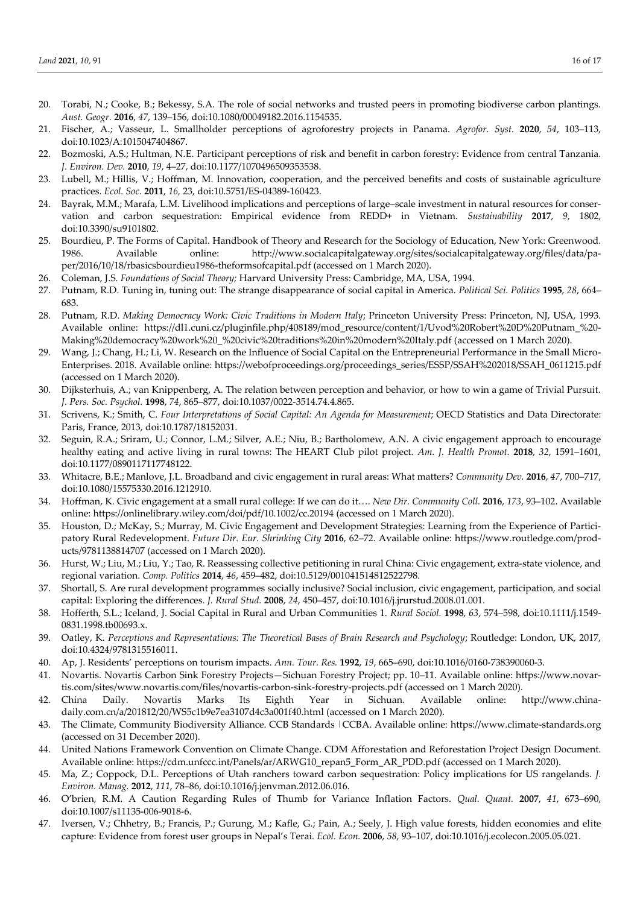20. Torabi, N.; Cooke, B.; Bekessy, S.A. The role of social networks and trusted peers in promoting biodiverse carbon plantings. *Aust. Geogr.* **2016**, *47*, 139–156, doi:10.1080/00049182.2016.1154535.
21. Fischer, A.; Vasseur, L. Smallholder perceptions of agroforestry projects in Panama. *Agrofor. Syst.* **2020**, *54*, 103–113, doi:10.1023/A:1015047404867.
22. Bozmoski, A.S.; Hultman, N.E. Participant perceptions of risk and benefit in carbon forestry: Evidence from central Tanzania. *J. Environ. Dev.* **2010**, *19*, 4–27, doi:10.1177/1070496509353538.
23. Lubell, M.; Hillis, V.; Hoffman, M. Innovation, cooperation, and the perceived benefits and costs of sustainable agriculture practices. *Ecol. Soc.* **2011**, *16*, 23, doi:10.5751/ES-04389-160423.
24. Bayrak, M.M.; Marafa, L.M. Livelihood implications and perceptions of large–scale investment in natural resources for conservation and carbon sequestration: Empirical evidence from REDD+ in Vietnam. *Sustainability* **2017**, *9*, 1802, doi:10.3390/su9101802.
25. Bourdieu, P. The Forms of Capital. Handbook of Theory and Research for the Sociology of Education, New York: Greenwood. 1986. Available online: http://www.socialcapitalgateway.org/sites/socialcapitalgateway.org/files/data/paper/2016/10/18/rbasicsbourdieu1986-theformsofcapital.pdf (accessed on 1 March 2020).
26. Coleman, J.S. *Foundations of Social Theory*; Harvard University Press: Cambridge, MA, USA, 1994.
27. Putnam, R.D. Tuning in, tuning out: The strange disappearance of social capital in America. *Political Sci. Politics* **1995**, *28*, 664–683.
28. Putnam, R.D. *Making Democracy Work: Civic Traditions in Modern Italy*; Princeton University Press: Princeton, NJ, USA, 1993. Available online: https://dl1.cuni.cz/pluginfile.php/408189/mod_resource/content/1/Uvod%20Robert%20D%20Putnam_%20-Making%20democracy%20work%20_%20civic%20traditions%20in%20modern%20Italy.pdf (accessed on 1 March 2020).
29. Wang, J.; Chang, H.; Li, W. Research on the Influence of Social Capital on the Entrepreneurial Performance in the Small Micro-Enterprises. 2018. Available online: https://webofproceedings.org/proceedings_series/ESSP/SSAH%202018/SSAH_0611215.pdf (accessed on 1 March 2020).
30. Dijksterhuis, A.; van Knippenberg, A. The relation between perception and behavior, or how to win a game of Trivial Pursuit. *J. Pers. Soc. Psychol.* **1998**, *74*, 865–877, doi:10.1037/0022-3514.74.4.865.
31. Scrivens, K.; Smith, C. *Four Interpretations of Social Capital: An Agenda for Measurement*; OECD Statistics and Data Directorate: Paris, France, 2013, doi:10.1787/18152031.
32. Seguin, R.A.; Sriram, U.; Connor, L.M.; Silver, A.E.; Niu, B.; Bartholomew, A.N. A civic engagement approach to encourage healthy eating and active living in rural towns: The HEART Club pilot project. *Am. J. Health Promot.* **2018**, *32*, 1591–1601, doi:10.1177/0890117117748122.
33. Whitacre, B.E.; Manlove, J.L. Broadband and civic engagement in rural areas: What matters? *Community Dev.* **2016**, *47*, 700–717, doi:10.1080/15575330.2016.1212910.
34. Hoffman, K. Civic engagement at a small rural college: If we can do it…. *New Dir. Community Coll.* **2016**, *173*, 93–102. Available online: https://onlinelibrary.wiley.com/doi/pdf/10.1002/cc.20194 (accessed on 1 March 2020).
35. Houston, D.; McKay, S.; Murray, M. Civic Engagement and Development Strategies: Learning from the Experience of Participatory Rural Redevelopment. *Future Dir. Eur. Shrinking City* **2016**, 62–72. Available online: https://www.routledge.com/products/9781138814707 (accessed on 1 March 2020).
36. Hurst, W.; Liu, M.; Liu, Y.; Tao, R. Reassessing collective petitioning in rural China: Civic engagement, extra-state violence, and regional variation. *Comp. Politics* **2014**, *46*, 459–482, doi:10.5129/001041514812522798.
37. Shortall, S. Are rural development programmes socially inclusive? Social inclusion, civic engagement, participation, and social capital: Exploring the differences. *J. Rural Stud.* **2008**, *24*, 450–457, doi:10.1016/j.jrurstud.2008.01.001.
38. Hofferth, S.L.; Iceland, J. Social Capital in Rural and Urban Communities 1. *Rural Sociol.* **1998**, *63*, 574–598, doi:10.1111/j.1549-0831.1998.tb00693.x.
39. Oatley, K. *Perceptions and Representations: The Theoretical Bases of Brain Research and Psychology*; Routledge: London, UK, 2017, doi:10.4324/9781315516011.
40. Ap, J. Residents' perceptions on tourism impacts. *Ann. Tour. Res.* **1992**, *19*, 665–690, doi:10.1016/0160-738390060-3.
41. Novartis. Novartis Carbon Sink Forestry Projects—Sichuan Forestry Project; pp. 10–11. Available online: https://www.novartis.com/sites/www.novartis.com/files/novartis-carbon-sink-forestry-projects.pdf (accessed on 1 March 2020).
42. China Daily. Novartis Marks Its Eighth Year in Sichuan. Available online: http://www.chinadaily.com.cn/a/201812/20/WS5c1b9e7ea3107d4c3a001f40.html (accessed on 1 March 2020).
43. The Climate, Community Biodiversity Alliance. CCB Standards | CCBA. Available online: https://www.climate-standards.org (accessed on 31 December 2020).
44. United Nations Framework Convention on Climate Change. CDM Afforestation and Reforestation Project Design Document. Available online: https://cdm.unfccc.int/Panels/ar/ARWG10_repan5_Form_AR_PDD.pdf (accessed on 1 March 2020).
45. Ma, Z.; Coppock, D.L. Perceptions of Utah ranchers toward carbon sequestration: Policy implications for US rangelands. *J. Environ. Manag.* **2012**, *111*, 78–86, doi:10.1016/j.jenvman.2012.06.016.
46. O'brien, R.M. A Caution Regarding Rules of Thumb for Variance Inflation Factors. *Qual. Quant.* **2007**, *41*, 673–690, doi:10.1007/s11135-006-9018-6.
47. Iversen, V.; Chhetry, B.; Francis, P.; Gurung, M.; Kafle, G.; Pain, A.; Seely, J. High value forests, hidden economies and elite capture: Evidence from forest user groups in Nepal's Terai. *Ecol. Econ.* **2006**, *58*, 93–107, doi:10.1016/j.ecolecon.2005.05.021.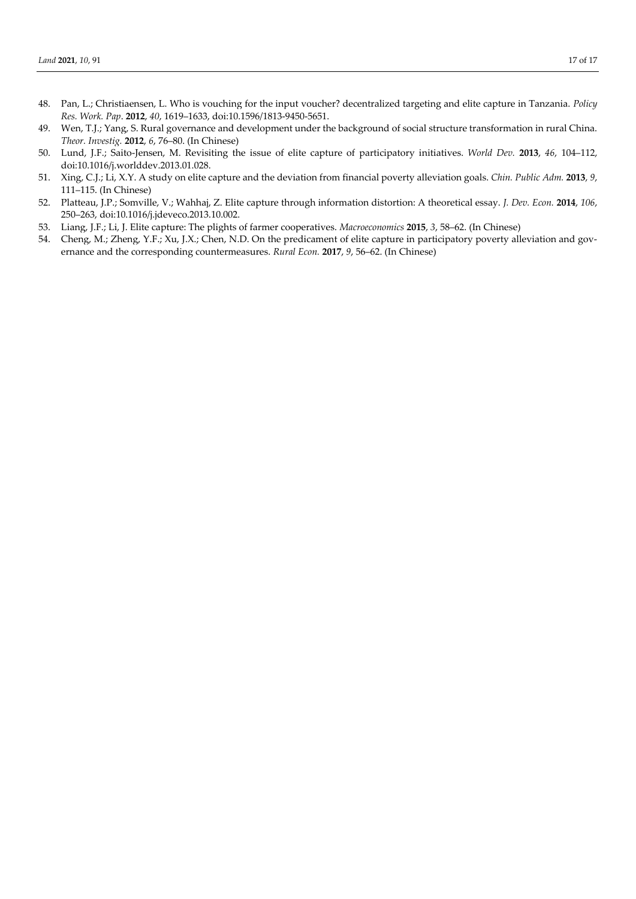48. Pan, L.; Christiaensen, L. Who is vouching for the input voucher? decentralized targeting and elite capture in Tanzania. *Policy Res. Work. Pap*. **2012**, *40*, 1619–1633, doi:10.1596/1813-9450-5651.
49. Wen, T.J.; Yang, S. Rural governance and development under the background of social structure transformation in rural China. *Theor. Investig.* **2012**, *6*, 76–80. (In Chinese)
50. Lund, J.F.; Saito-Jensen, M. Revisiting the issue of elite capture of participatory initiatives. *World Dev.* **2013**, *46*, 104–112, doi:10.1016/j.worlddev.2013.01.028.
51. Xing, C.J.; Li, X.Y. A study on elite capture and the deviation from financial poverty alleviation goals. *Chin. Public Adm.* **2013**, *9*, 111–115. (In Chinese)
52. Platteau, J.P.; Somville, V.; Wahhaj, Z. Elite capture through information distortion: A theoretical essay. *J. Dev. Econ.* **2014**, *106*, 250–263, doi:10.1016/j.jdeveco.2013.10.002.
53. Liang, J.F.; Li, J. Elite capture: The plights of farmer cooperatives. *Macroeconomics* **2015**, *3*, 58–62. (In Chinese)
54. Cheng, M.; Zheng, Y.F.; Xu, J.X.; Chen, N.D. On the predicament of elite capture in participatory poverty alleviation and governance and the corresponding countermeasures. *Rural Econ.* **2017**, *9*, 56–62. (In Chinese)